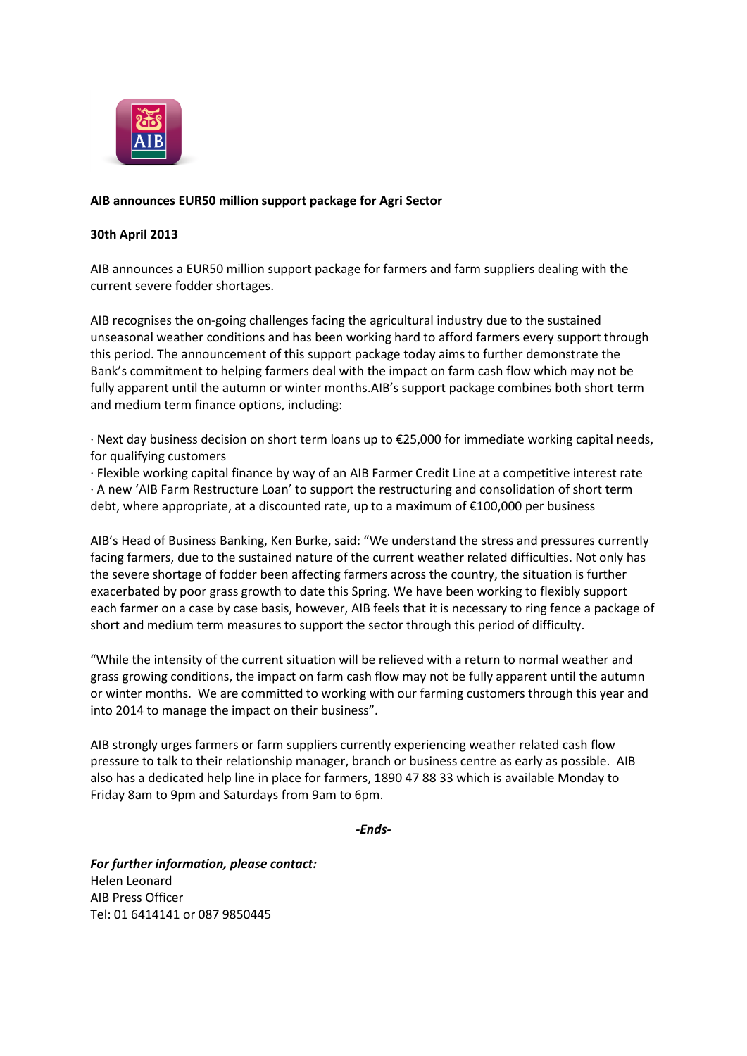**AIB announces EUR50 million support package for Agri Sector**

**30th April 2013**

AIB announces a EUR50 million support package for farmers and farm suppliers dealing with the current severe fodder shortages.

AIB recognises the on-going challenges facing the agricultural industry due to the sustained unseasonal weather conditions and has been working hard to afford farmers every support through this period. The announcement of this support package today aims to further demonstrate the Bank's commitment to helping farmers deal with the impact on farm cash flow which may not be fully apparent until the autumn or winter months.AIB's support package combines both short term and medium term finance options, including:

- Next day business decision on short term loans up to €25,000 for immediate working capital needs, for qualifying customers
- Flexible working capital finance by way of an AIB Farmer Credit Line at a competitive interest rate
- A new 'AIB Farm Restructure Loan' to support the restructuring and consolidation of short term debt, where appropriate, at a discounted rate, up to a maximum of €100,000 per business

AIB's Head of Business Banking, Ken Burke, said: "We understand the stress and pressures currently facing farmers, due to the sustained nature of the current weather related difficulties. Not only has the severe shortage of fodder been affecting farmers across the country, the situation is further exacerbated by poor grass growth to date this Spring. We have been working to flexibly support each farmer on a case by case basis, however, AIB feels that it is necessary to ring fence a package of short and medium term measures to support the sector through this period of difficulty.

"While the intensity of the current situation will be relieved with a return to normal weather and grass growing conditions, the impact on farm cash flow may not be fully apparent until the autumn or winter months. We are committed to working with our farming customers through this year and into 2014 to manage the impact on their business".

AIB strongly urges farmers or farm suppliers currently experiencing weather related cash flow pressure to talk to their relationship manager, branch or business centre as early as possible. AIB also has a dedicated help line in place for farmers, 1890 47 88 33 which is available Monday to Friday 8am to 9pm and Saturdays from 9am to 6pm.

***-Ends-***

***For further information, please contact:***
Helen Leonard
AIB Press Officer
Tel: 01 6414141 or 087 9850445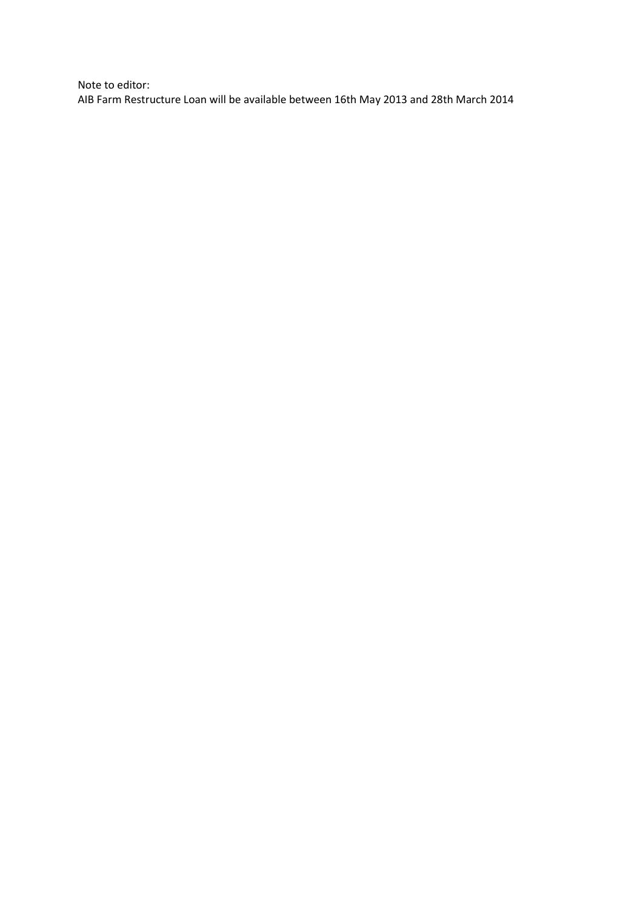Note to editor:
AIB Farm Restructure Loan will be available between 16th May 2013 and 28th March 2014